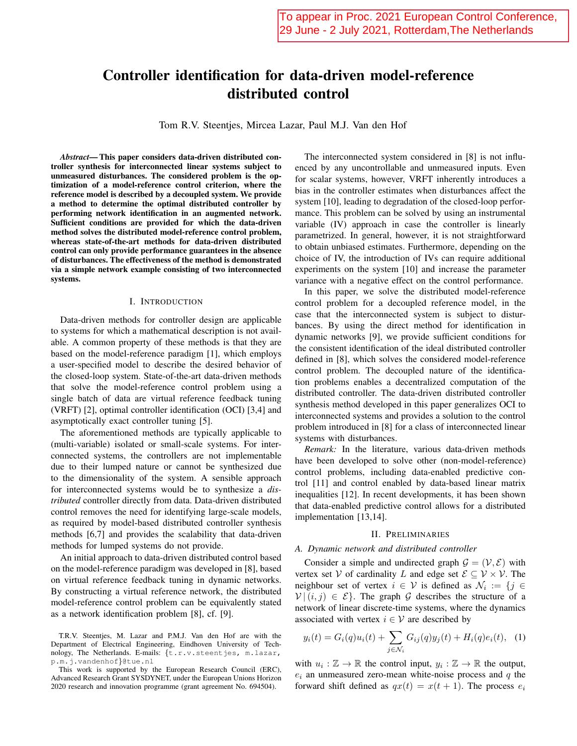To appear in Proc. 2021 European Control Conference, 29 June - 2 July 2021, Rotterdam, The Netherlands

# Controller identification for data-driven model-reference distributed control

Tom R.V. Steentjes, Mircea Lazar, Paul M.J. Van den Hof

***Abstract*— This paper considers data-driven distributed controller synthesis for interconnected linear systems subject to unmeasured disturbances. The considered problem is the optimization of a model-reference control criterion, where the reference model is described by a decoupled system. We provide a method to determine the optimal distributed controller by performing network identification in an augmented network. Sufficient conditions are provided for which the data-driven method solves the distributed model-reference control problem, whereas state-of-the-art methods for data-driven distributed control can only provide performance guarantees in the absence of disturbances. The effectiveness of the method is demonstrated via a simple network example consisting of two interconnected systems.**

## I. Introduction

Data-driven methods for controller design are applicable to systems for which a mathematical description is not available. A common property of these methods is that they are based on the model-reference paradigm [1], which employs a user-specified model to describe the desired behavior of the closed-loop system. State-of-the-art data-driven methods that solve the model-reference control problem using a single batch of data are virtual reference feedback tuning (VRFT) [2], optimal controller identification (OCI) [3,4] and asymptotically exact controller tuning [5].

The aforementioned methods are typically applicable to (multi-variable) isolated or small-scale systems. For interconnected systems, the controllers are not implementable due to their lumped nature or cannot be synthesized due to the dimensionality of the system. A sensible approach for interconnected systems would be to synthesize a *distributed* controller directly from data. Data-driven distributed control removes the need for identifying large-scale models, as required by model-based distributed controller synthesis methods [6,7] and provides the scalability that data-driven methods for lumped systems do not provide.

An initial approach to data-driven distributed control based on the model-reference paradigm was developed in [8], based on virtual reference feedback tuning in dynamic networks. By constructing a virtual reference network, the distributed model-reference control problem can be equivalently stated as a network identification problem [8], cf. [9].

The interconnected system considered in [8] is not influenced by any uncontrollable and unmeasured inputs. Even for scalar systems, however, VRFT inherently introduces a bias in the controller estimates when disturbances affect the system [10], leading to degradation of the closed-loop performance. This problem can be solved by using an instrumental variable (IV) approach in case the controller is linearly parametrized. In general, however, it is not straightforward to obtain unbiased estimates. Furthermore, depending on the choice of IV, the introduction of IVs can require additional experiments on the system [10] and increase the parameter variance with a negative effect on the control performance.

In this paper, we solve the distributed model-reference control problem for a decoupled reference model, in the case that the interconnected system is subject to disturbances. By using the direct method for identification in dynamic networks [9], we provide sufficient conditions for the consistent identification of the ideal distributed controller defined in [8], which solves the considered model-reference control problem. The decoupled nature of the identification problems enables a decentralized computation of the distributed controller. The data-driven distributed controller synthesis method developed in this paper generalizes OCI to interconnected systems and provides a solution to the control problem introduced in [8] for a class of interconnected linear systems with disturbances.

*Remark:* In the literature, various data-driven methods have been developed to solve other (non-model-reference) control problems, including data-enabled predictive control [11] and control enabled by data-based linear matrix inequalities [12]. In recent developments, it has been shown that data-enabled predictive control allows for a distributed implementation [13,14].

## II. Preliminaries

### A. Dynamic network and distributed controller

Consider a simple and undirected graph $\mathcal{G} = (\mathcal{V}, \mathcal{E})$ with vertex set $\mathcal{V}$ of cardinality $L$ and edge set $\mathcal{E} \subseteq \mathcal{V} \times \mathcal{V}$. The neighbour set of vertex $i \in \mathcal{V}$ is defined as $\mathcal{N}_i := \{j \in \mathcal{V} \,|\, (i,j) \in \mathcal{E}\}$. The graph $\mathcal{G}$ describes the structure of a network of linear discrete-time systems, where the dynamics associated with vertex $i \in \mathcal{V}$ are described by

$$y_i(t) = G_i(q)u_i(t) + \sum_{j \in \mathcal{N}_i} G_{ij}(q)y_j(t) + H_i(q)e_i(t), \quad (1)$$

with $u_i : \mathbb{Z} \to \mathbb{R}$ the control input, $y_i : \mathbb{Z} \to \mathbb{R}$ the output, $e_i$ an unmeasured zero-mean white-noise process and $q$ the forward shift defined as $qx(t) = x(t+1)$. The process $e_i$

T.R.V. Steentjes, M. Lazar and P.M.J. Van den Hof are with the Department of Electrical Engineering, Eindhoven University of Technology, The Netherlands. E-mails: {t.r.v.steentjes, m.lazar, p.m.j.vandenhof}@tue.nl

This work is supported by the European Research Council (ERC), Advanced Research Grant SYSDYNET, under the European Unions Horizon 2020 research and innovation programme (grant agreement No. 694504).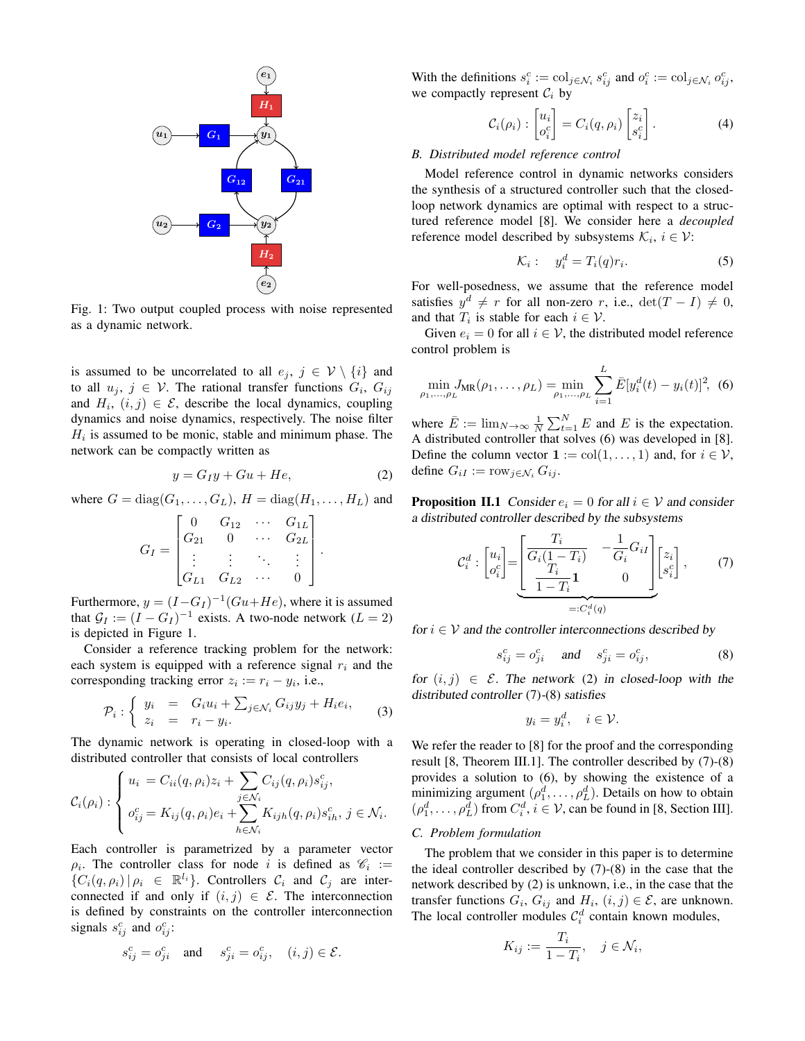Fig. 1: Two output coupled process with noise represented as a dynamic network.

is assumed to be uncorrelated to all $e_j$, $j \in \mathcal{V} \setminus \{i\}$ and to all $u_j$, $j \in \mathcal{V}$. The rational transfer functions $G_i$, $G_{ij}$ and $H_i$, $(i,j) \in \mathcal{E}$, describe the local dynamics, coupling dynamics and noise dynamics, respectively. The noise filter $H_i$ is assumed to be monic, stable and minimum phase. The network can be compactly written as

$$y = G_I y + Gu + He, \tag{2}$$

where $G = \text{diag}(G_1, \ldots, G_L)$, $H = \text{diag}(H_1, \ldots, H_L)$ and

$$G_I = \begin{bmatrix} 0 & G_{12} & \cdots & G_{1L} \\ G_{21} & 0 & \cdots & G_{2L} \\ \vdots & \vdots & \ddots & \vdots \\ G_{L1} & G_{L2} & \cdots & 0 \end{bmatrix}.$$

Furthermore, $y = (I - G_I)^{-1}(Gu + He)$, where it is assumed that $\mathcal{G}_I := (I - G_I)^{-1}$ exists. A two-node network ($L = 2$) is depicted in Figure 1.

Consider a reference tracking problem for the network: each system is equipped with a reference signal $r_i$ and the corresponding tracking error $z_i := r_i - y_i$, i.e.,

$$\mathcal{P}_i : \begin{cases} y_i = G_i u_i + \sum_{j \in \mathcal{N}_i} G_{ij} y_j + H_i e_i, \\ z_i = r_i - y_i. \end{cases} \tag{3}$$

The dynamic network is operating in closed-loop with a distributed controller that consists of local controllers

$$\mathcal{C}_i(\rho_i) : \begin{cases} u_i = C_{ii}(q, \rho_i) z_i + \displaystyle\sum_{j \in \mathcal{N}_i} C_{ij}(q, \rho_i) s^c_{ij}, \\ o^c_{ij} = K_{ij}(q, \rho_i) e_i + \displaystyle\sum_{h \in \mathcal{N}_i} K_{ijh}(q, \rho_i) s^c_{ih},\ j \in \mathcal{N}_i. \end{cases}$$

Each controller is parametrized by a parameter vector $\rho_i$. The controller class for node $i$ is defined as $\mathscr{C}_i := \{C_i(q, \rho_i) \,|\, \rho_i \in \mathbb{R}^{l_i}\}$. Controllers $\mathcal{C}_i$ and $\mathcal{C}_j$ are interconnected if and only if $(i,j) \in \mathcal{E}$. The interconnection is defined by constraints on the controller interconnection signals $s^c_{ij}$ and $o^c_{ij}$:

$$s^c_{ij} = o^c_{ji} \quad \text{and} \quad s^c_{ji} = o^c_{ij}, \quad (i,j) \in \mathcal{E}.$$

With the definitions $s^c_i := \text{col}_{j \in \mathcal{N}_i}\, s^c_{ij}$ and $o^c_i := \text{col}_{j \in \mathcal{N}_i}\, o^c_{ij}$, we compactly represent $\mathcal{C}_i$ by

$$\mathcal{C}_i(\rho_i) : \begin{bmatrix} u_i \\ o^c_i \end{bmatrix} = C_i(q, \rho_i) \begin{bmatrix} z_i \\ s^c_i \end{bmatrix}. \tag{4}$$

### B. Distributed model reference control

Model reference control in dynamic networks considers the synthesis of a structured controller such that the closed-loop network dynamics are optimal with respect to a structured reference model [8]. We consider here a *decoupled* reference model described by subsystems $\mathcal{K}_i$, $i \in \mathcal{V}$:

$$\mathcal{K}_i : \quad y^d_i = T_i(q) r_i. \tag{5}$$

For well-posedness, we assume that the reference model satisfies $y^d \neq r$ for all non-zero $r$, i.e., $\det(T - I) \neq 0$, and that $T_i$ is stable for each $i \in \mathcal{V}$.

Given $e_i = 0$ for all $i \in \mathcal{V}$, the distributed model reference control problem is

$$\min_{\rho_1, \ldots, \rho_L} J_{\text{MR}}(\rho_1, \ldots, \rho_L) = \min_{\rho_1, \ldots, \rho_L} \sum_{i=1}^{L} \bar{E}[y^d_i(t) - y_i(t)]^2, \tag{6}$$

where $\bar{E} := \lim_{N \to \infty} \frac{1}{N} \sum_{t=1}^{N} E$ and $E$ is the expectation. A distributed controller that solves (6) was developed in [8]. Define the column vector $\mathbf{1} := \text{col}(1, \ldots, 1)$ and, for $i \in \mathcal{V}$, define $G_{iI} := \text{row}_{j \in \mathcal{N}_i}\, G_{ij}$.

**Proposition II.1** *Consider $e_i = 0$ for all $i \in \mathcal{V}$ and consider a distributed controller described by the subsystems*

$$\mathcal{C}^d_i : \begin{bmatrix} u_i \\ o^c_i \end{bmatrix} = \underbrace{\begin{bmatrix} \dfrac{T_i}{G_i(1 - T_i)} & -\dfrac{1}{G_i} G_{iI} \\ \dfrac{T_i}{1 - T_i} \mathbf{1} & 0 \end{bmatrix}}_{=: C^d_i(q)} \begin{bmatrix} z_i \\ s^c_i \end{bmatrix}, \tag{7}$$

*for $i \in \mathcal{V}$ and the controller interconnections described by*

$$s^c_{ij} = o^c_{ji} \quad \textit{and} \quad s^c_{ji} = o^c_{ij}, \tag{8}$$

*for $(i,j) \in \mathcal{E}$. The network (2) in closed-loop with the distributed controller (7)-(8) satisfies*

$$y_i = y^d_i, \quad i \in \mathcal{V}.$$

We refer the reader to [8] for the proof and the corresponding result [8, Theorem III.1]. The controller described by (7)-(8) provides a solution to (6), by showing the existence of a minimizing argument $(\rho^d_1, \ldots, \rho^d_L)$. Details on how to obtain $(\rho^d_1, \ldots, \rho^d_L)$ from $C^d_i$, $i \in \mathcal{V}$, can be found in [8, Section III].

### C. Problem formulation

The problem that we consider in this paper is to determine the ideal controller described by (7)-(8) in the case that the network described by (2) is unknown, i.e., in the case that the transfer functions $G_i$, $G_{ij}$ and $H_i$, $(i,j) \in \mathcal{E}$, are unknown. The local controller modules $\mathcal{C}^d_i$ contain known modules,

$$K_{ij} := \frac{T_i}{1 - T_i}, \quad j \in \mathcal{N}_i,$$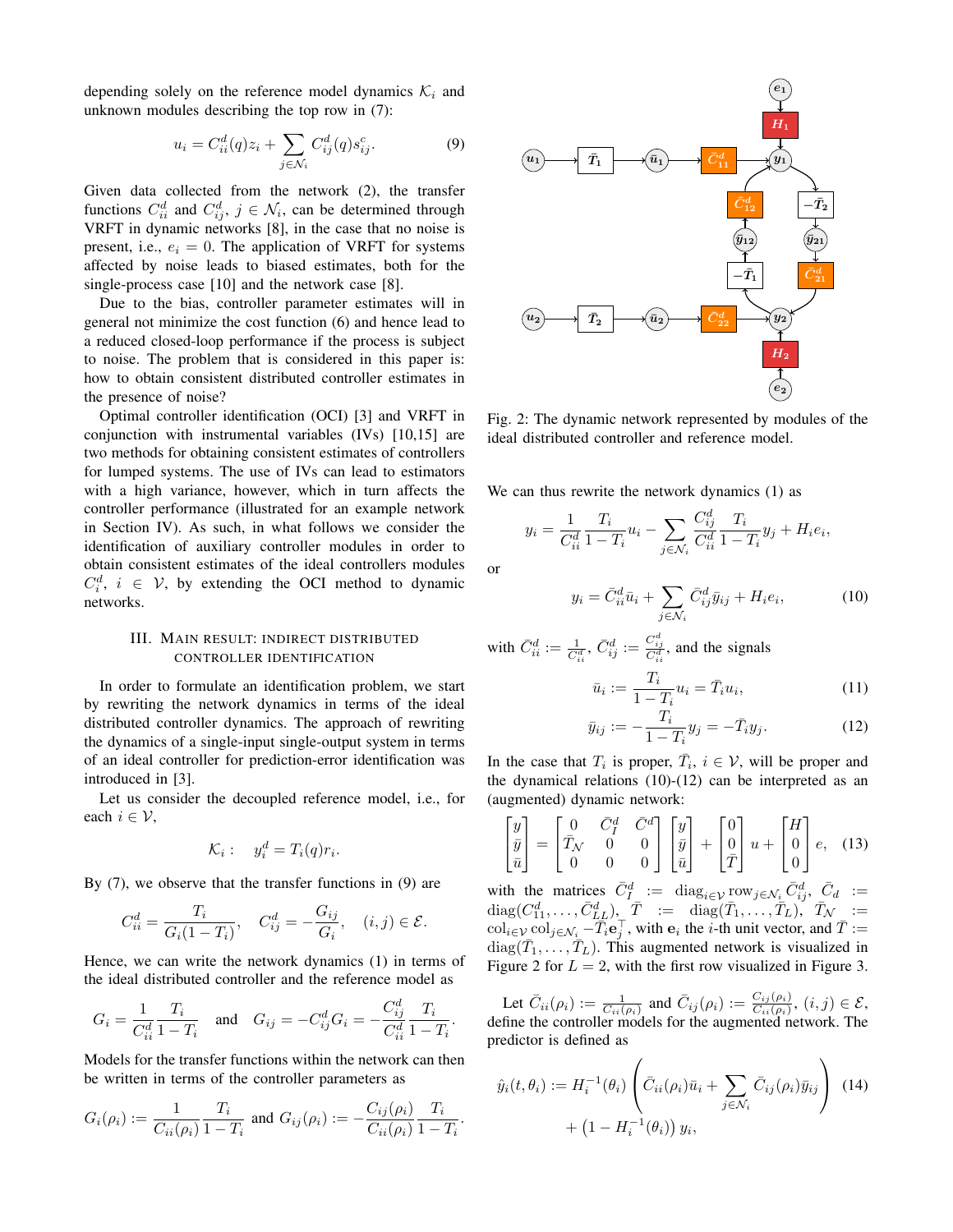depending solely on the reference model dynamics $\mathcal{K}_i$ and unknown modules describing the top row in (7):

$$u_i = C_{ii}^d(q) z_i + \sum_{j\in\mathcal{N}_i} C_{ij}^d(q) s_{ij}^{\mathrm{c}}. \tag{9}$$

Given data collected from the network (2), the transfer functions $C_{ii}^d$ and $C_{ij}^d$, $j \in \mathcal{N}_i$, can be determined through VRFT in dynamic networks [8], in the case that no noise is present, i.e., $e_i = 0$. The application of VRFT for systems affected by noise leads to biased estimates, both for the single-process case [10] and the network case [8].

Due to the bias, controller parameter estimates will in general not minimize the cost function (6) and hence lead to a reduced closed-loop performance if the process is subject to noise. The problem that is considered in this paper is: how to obtain consistent distributed controller estimates in the presence of noise?

Optimal controller identification (OCI) [3] and VRFT in conjunction with instrumental variables (IVs) [10,15] are two methods for obtaining consistent estimates of controllers for lumped systems. The use of IVs can lead to estimators with a high variance, which in turn affects the controller performance (illustrated for an example network in Section IV). As such, in what follows we consider the identification of auxiliary controller modules in order to obtain consistent estimates of the ideal controllers modules $C_i^d$, $i \in \mathcal{V}$, by extending the OCI method to dynamic networks.

## III. Main result: indirect distributed controller identification

In order to formulate an identification problem, we start by rewriting the network dynamics in terms of the ideal distributed controller dynamics. The approach of rewriting the dynamics of a single-input single-output system in terms of an ideal controller for prediction-error identification was introduced in [3].

Let us consider the decoupled reference model, i.e., for each $i \in \mathcal{V}$,

$$\mathcal{K}_i : \quad y_i^d = T_i(q) r_i.$$

By (7), we observe that the transfer functions in (9) are

$$C_{ii}^d = \frac{T_i}{G_i(1-T_i)}, \quad C_{ij}^d = -\frac{G_{ij}}{G_i}, \quad (i,j) \in \mathcal{E}.$$

Hence, we can write the network dynamics (1) in terms of the ideal distributed controller and the reference model as

$$G_i = \frac{1}{C_{ii}^d}\frac{T_i}{1-T_i} \quad \text{and} \quad G_{ij} = -C_{ij}^d G_i = -\frac{C_{ij}^d}{C_{ii}^d}\frac{T_i}{1-T_i}.$$

Models for the transfer functions within the network can then be written in terms of the controller parameters as

$$G_i(\rho_i) := \frac{1}{C_{ii}(\rho_i)}\frac{T_i}{1-T_i} \text{ and } G_{ij}(\rho_i) := -\frac{C_{ij}(\rho_i)}{C_{ii}(\rho_i)}\frac{T_i}{1-T_i}.$$

Fig. 2: The dynamic network represented by modules of the ideal distributed controller and reference model.

We can thus rewrite the network dynamics (1) as

$$y_i = \frac{1}{C_{ii}^d}\frac{T_i}{1-T_i}u_i - \sum_{j\in\mathcal{N}_i}\frac{C_{ij}^d}{C_{ii}^d}\frac{T_i}{1-T_i}y_j + H_i e_i,$$

or

$$y_i = \bar{C}_{ii}^d \bar{u}_i + \sum_{j\in\mathcal{N}_i}\bar{C}_{ij}^d \bar{y}_{ij} + H_i e_i, \tag{10}$$

with $\bar{C}_{ii}^d := \frac{1}{C_{ii}^d}$, $\bar{C}_{ij}^d := \frac{C_{ij}^d}{C_{ii}^d}$, and the signals

$$\bar{u}_i := \frac{T_i}{1-T_i}u_i = \bar{T}_i u_i, \tag{11}$$

$$\bar{y}_{ij} := -\frac{T_i}{1-T_i}y_j = -\bar{T}_i y_j. \tag{12}$$

In the case that $T_i$ is proper, $\bar{T}_i$, $i \in \mathcal{V}$, will be proper and the dynamical relations (10)-(12) can be interpreted as an (augmented) dynamic network:

$$\begin{bmatrix} y \\ \bar{y} \\ \bar{u} \end{bmatrix} = \begin{bmatrix} 0 & \bar{C}_I^d & \bar{C}^d \\ \bar{T}_{\mathcal{N}} & 0 & 0 \\ 0 & 0 & 0 \end{bmatrix}\begin{bmatrix} y \\ \bar{y} \\ \bar{u} \end{bmatrix} + \begin{bmatrix} 0 \\ 0 \\ \bar{T} \end{bmatrix} u + \begin{bmatrix} H \\ 0 \\ 0 \end{bmatrix} e, \tag{13}$$

with the matrices $\bar{C}_I^d := \operatorname{diag}_{i\in\mathcal{V}} \operatorname{row}_{j\in\mathcal{N}_i} \bar{C}_{ij}^d$, $\bar{C}_d := \operatorname{diag}(\bar{C}_{11}^d, \ldots, \bar{C}_{LL}^d)$, $\bar{T} := \operatorname{diag}(\bar{T}_1, \ldots, \bar{T}_L)$, $\bar{T}_{\mathcal{N}} := \operatorname{col}_{i\in\mathcal{V}} \operatorname{col}_{j\in\mathcal{N}_i} -\bar{T}_i \mathbf{e}_j^\top$, with $\mathbf{e}_i$ the $i$-th unit vector, and $\bar{T} := \operatorname{diag}(\bar{T}_1, \ldots, \bar{T}_L)$. This augmented network is visualized in Figure 2 for $L = 2$, with the first row visualized in Figure 3.

Let $\bar{C}_{ii}(\rho_i) := \frac{1}{C_{ii}(\rho_i)}$ and $\bar{C}_{ij}(\rho_i) := \frac{C_{ij}(\rho_i)}{C_{ii}(\rho_i)}$, $(i,j) \in \mathcal{E}$, define the controller models for the augmented network. The predictor is defined as

$$\hat{y}_i(t,\theta_i) := H_i^{-1}(\theta_i)\left(\bar{C}_{ii}(\rho_i)\bar{u}_i + \sum_{j\in\mathcal{N}_i}\bar{C}_{ij}(\rho_i)\bar{y}_{ij}\right) + \left(1 - H_i^{-1}(\theta_i)\right)y_i, \tag{14}$$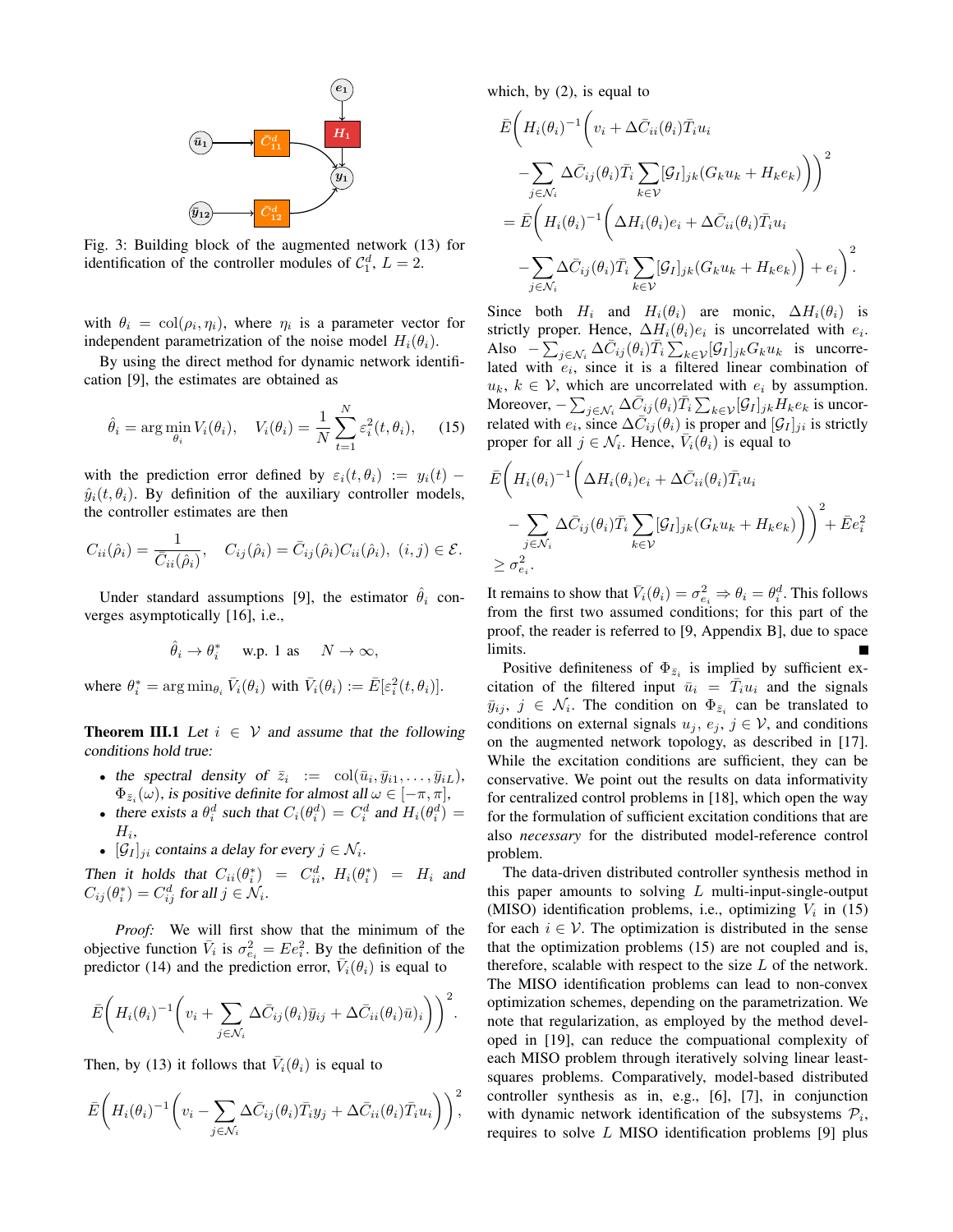Fig. 3: Building block of the augmented network (13) for identification of the controller modules of $\mathcal{C}_1^d$, $L = 2$.

with $\theta_i = \text{col}(\rho_i, \eta_i)$, where $\eta_i$ is a parameter vector for independent parametrization of the noise model $H_i(\theta_i)$.

By using the direct method for dynamic network identification [9], the estimates are obtained as

$$\hat{\theta}_i = \arg\min_{\theta_i} V_i(\theta_i), \quad V_i(\theta_i) = \frac{1}{N}\sum_{t=1}^{N} \varepsilon_i^2(t, \theta_i), \tag{15}$$

with the prediction error defined by $\varepsilon_i(t, \theta_i) := y_i(t) - \hat{y}_i(t, \theta_i)$. By definition of the auxiliary controller models, the controller estimates are then

$$C_{ii}(\hat{\rho}_i) = \frac{1}{\bar{C}_{ii}(\hat{\rho}_i)}, \quad C_{ij}(\hat{\rho}_i) = \bar{C}_{ij}(\hat{\rho}_i)C_{ii}(\hat{\rho}_i), \ (i,j) \in \mathcal{E}.$$

Under standard assumptions [9], the estimator $\hat{\theta}_i$ converges asymptotically [16], i.e.,

$$\hat{\theta}_i \to \theta_i^* \quad \text{w.p. 1 as} \quad N \to \infty,$$

where $\theta_i^* = \arg\min_{\theta_i} \bar{V}_i(\theta_i)$ with $\bar{V}_i(\theta_i) := \bar{E}[\varepsilon_i^2(t, \theta_i)]$.

**Theorem III.1** *Let $i \in \mathcal{V}$ and assume that the following conditions hold true:*

- *the spectral density of $\bar{z}_i := \text{col}(\bar{u}_i, \bar{y}_{i1}, \ldots, \bar{y}_{iL})$, $\Phi_{\bar{z}_i}(\omega)$, is positive definite for almost all $\omega \in [-\pi, \pi]$,*
- *there exists a $\theta_i^d$ such that $C_i(\theta_i^d) = C_i^d$ and $H_i(\theta_i^d) = H_i$,*
- *$[\mathcal{G}_I]_{ji}$ contains a delay for every $j \in \mathcal{N}_i$.*

*Then it holds that $C_{ii}(\theta_i^*) = C_{ii}^d$, $H_i(\theta_i^*) = H_i$ and $C_{ij}(\theta_i^*) = C_{ij}^d$ for all $j \in \mathcal{N}_i$.*

*Proof:* We will first show that the minimum of the objective function $\bar{V}_i$ is $\sigma_{e_i}^2 = Ee_i^2$. By the definition of the predictor (14) and the prediction error, $\bar{V}_i(\theta_i)$ is equal to

$$\bar{E}\Bigg(H_i(\theta_i)^{-1}\Bigg(v_i + \sum_{j \in \mathcal{N}_i} \Delta\bar{C}_{ij}(\theta_i)\bar{y}_{ij} + \Delta\bar{C}_{ii}(\theta_i)\bar{u})_i\Bigg)\Bigg)^2.$$

Then, by (13) it follows that $\bar{V}_i(\theta_i)$ is equal to

$$\bar{E}\Bigg(H_i(\theta_i)^{-1}\Bigg(v_i - \sum_{j \in \mathcal{N}_i} \Delta\bar{C}_{ij}(\theta_i)\bar{T}_i y_j + \Delta\bar{C}_{ii}(\theta_i)\bar{T}_i u_i\Bigg)\Bigg)^2,$$

which, by (2), is equal to

$$\begin{aligned}
&\bar{E}\Bigg(H_i(\theta_i)^{-1}\Bigg(v_i + \Delta\bar{C}_{ii}(\theta_i)\bar{T}_i u_i \\
&\quad - \sum_{j \in \mathcal{N}_i} \Delta\bar{C}_{ij}(\theta_i)\bar{T}_i \sum_{k \in \mathcal{V}} [\mathcal{G}_I]_{jk}(G_k u_k + H_k e_k)\Bigg)\Bigg)^2 \\
&= \bar{E}\Bigg(H_i(\theta_i)^{-1}\Bigg(\Delta H_i(\theta_i)e_i + \Delta\bar{C}_{ii}(\theta_i)\bar{T}_i u_i \\
&\quad - \sum_{j \in \mathcal{N}_i} \Delta\bar{C}_{ij}(\theta_i)\bar{T}_i \sum_{k \in \mathcal{V}} [\mathcal{G}_I]_{jk}(G_k u_k + H_k e_k)\Bigg) + e_i\Bigg)^2.
\end{aligned}$$

Since both $H_i$ and $H_i(\theta_i)$ are monic, $\Delta H_i(\theta_i)$ is strictly proper. Hence, $\Delta H_i(\theta_i)e_i$ is uncorrelated with $e_i$. Also $-\sum_{j \in \mathcal{N}_i} \Delta\bar{C}_{ij}(\theta_i)\bar{T}_i \sum_{k \in \mathcal{V}} [\mathcal{G}_I]_{jk} G_k u_k$ is uncorrelated with $e_i$, since it is a filtered linear combination of $u_k$, $k \in \mathcal{V}$, which are uncorrelated with $e_i$ by assumption. Moreover, $-\sum_{j \in \mathcal{N}_i} \Delta\bar{C}_{ij}(\theta_i)\bar{T}_i \sum_{k \in \mathcal{V}} [\mathcal{G}_I]_{jk} H_k e_k$ is uncorrelated with $e_i$, since $\Delta\bar{C}_{ij}(\theta_i)$ is proper and $[\mathcal{G}_I]_{ji}$ is strictly proper for all $j \in \mathcal{N}_i$. Hence, $\bar{V}_i(\theta_i)$ is equal to

$$\begin{aligned}
&\bar{E}\Bigg(H_i(\theta_i)^{-1}\Bigg(\Delta H_i(\theta_i)e_i + \Delta\bar{C}_{ii}(\theta_i)\bar{T}_i u_i \\
&\quad - \sum_{j \in \mathcal{N}_i} \Delta\bar{C}_{ij}(\theta_i)\bar{T}_i \sum_{k \in \mathcal{V}} [\mathcal{G}_I]_{jk}(G_k u_k + H_k e_k)\Bigg)\Bigg)^2 + \bar{E}e_i^2 \\
&\geq \sigma_{e_i}^2.
\end{aligned}$$

It remains to show that $\bar{V}_i(\theta_i) = \sigma_{e_i}^2 \Rightarrow \theta_i = \theta_i^d$. This follows from the first two assumed conditions; for this part of the proof, the reader is referred to [9, Appendix B], due to space limits. ■

Positive definiteness of $\Phi_{\bar{z}_i}$ is implied by sufficient excitation of the filtered input $\bar{u}_i = \bar{T}_i u_i$ and the signals $\bar{y}_{ij}$, $j \in \mathcal{N}_i$. The condition on $\Phi_{\bar{z}_i}$ can be translated to conditions on external signals $u_j$, $e_j$, $j \in \mathcal{V}$, and conditions on the augmented network topology, as described in [17]. While the excitation conditions are sufficient, they can be conservative. We point out the results on data informativity for centralized control problems in [18], which open the way for the formulation of sufficient excitation conditions that are also *necessary* for the distributed model-reference control problem.

The data-driven distributed controller synthesis method in this paper amounts to solving $L$ multi-input-single-output (MISO) identification problems, i.e., optimizing $V_i$ in (15) for each $i \in \mathcal{V}$. The optimization is distributed in the sense that the optimization problems (15) are not coupled and is, therefore, scalable with respect to the size $L$ of the network. The MISO identification problems can lead to non-convex optimization schemes, depending on the parametrization. We note that regularization, as employed by the method developed in [19], can reduce the compuational complexity of each MISO problem through iteratively solving linear least-squares problems. Comparatively, model-based distributed controller synthesis as in, e.g., [6], [7], in conjunction with dynamic network identification of the subsystems $\mathcal{P}_i$, requires to solve $L$ MISO identification problems [9] plus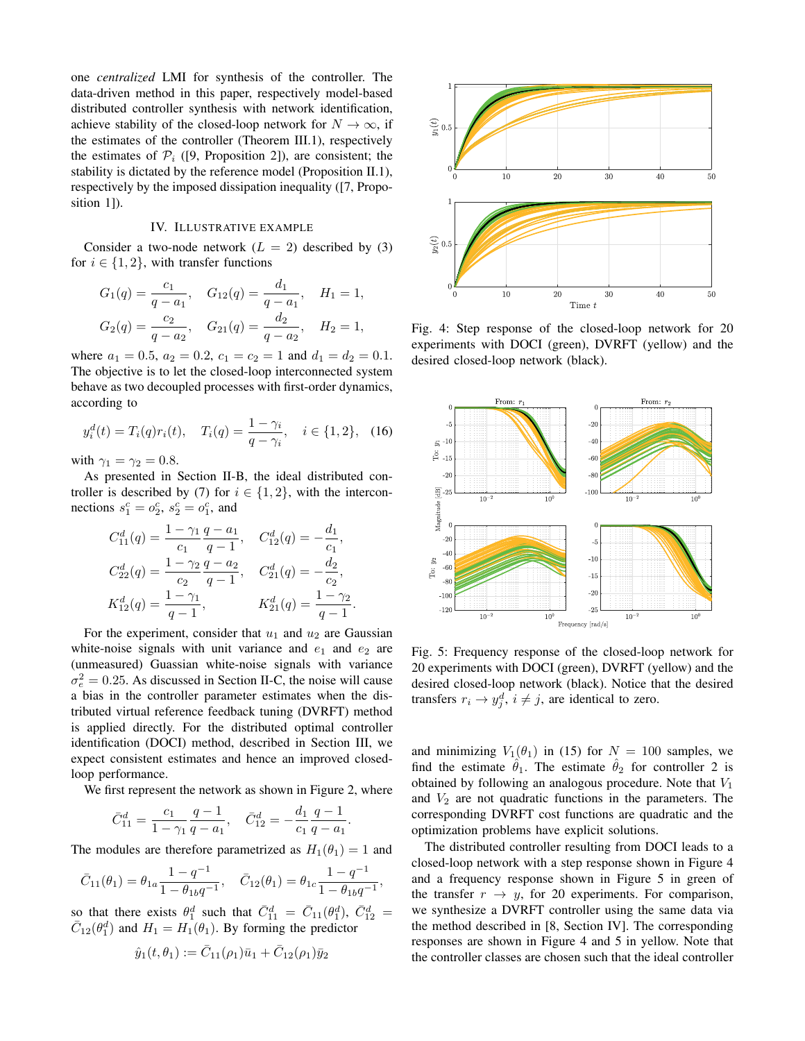one *centralized* LMI for synthesis of the controller. The data-driven method in this paper, respectively model-based distributed controller synthesis with network identification, achieve stability of the closed-loop network for $N \to \infty$, if the estimates of the controller (Theorem III.1), respectively the estimates of $\mathcal{P}_i$ ([9, Proposition 2]), are consistent; the stability is dictated by the reference model (Proposition II.1), respectively by the imposed dissipation inequality ([7, Proposition 1]).

## IV. Illustrative Example

Consider a two-node network ($L = 2$) described by (3) for $i \in \{1, 2\}$, with transfer functions

$$G_1(q) = \frac{c_1}{q - a_1}, \quad G_{12}(q) = \frac{d_1}{q - a_1}, \quad H_1 = 1,$$
$$G_2(q) = \frac{c_2}{q - a_2}, \quad G_{21}(q) = \frac{d_2}{q - a_2}, \quad H_2 = 1,$$

where $a_1 = 0.5$, $a_2 = 0.2$, $c_1 = c_2 = 1$ and $d_1 = d_2 = 0.1$. The objective is to let the closed-loop interconnected system behave as two decoupled processes with first-order dynamics, according to

$$y_i^d(t) = T_i(q) r_i(t), \quad T_i(q) = \frac{1 - \gamma_i}{q - \gamma_i}, \quad i \in \{1, 2\}, \quad (16)$$

with $\gamma_1 = \gamma_2 = 0.8$.

As presented in Section II-B, the ideal distributed controller is described by (7) for $i \in \{1, 2\}$, with the interconnections $s_1^c = o_2^c$, $s_2^c = o_1^c$, and

$$C_{11}^d(q) = \frac{1 - \gamma_1}{c_1} \frac{q - a_1}{q - 1}, \quad C_{12}^d(q) = -\frac{d_1}{c_1},$$
$$C_{22}^d(q) = \frac{1 - \gamma_2}{c_2} \frac{q - a_2}{q - 1}, \quad C_{21}^d(q) = -\frac{d_2}{c_2},$$
$$K_{12}^d(q) = \frac{1 - \gamma_1}{q - 1}, \qquad K_{21}^d(q) = \frac{1 - \gamma_2}{q - 1}.$$

For the experiment, consider that $u_1$ and $u_2$ are Gaussian white-noise signals with unit variance and $e_1$ and $e_2$ are (unmeasured) Guassian white-noise signals with variance $\sigma_e^2 = 0.25$. As discussed in Section II-C, the noise will cause a bias in the controller parameter estimates when the distributed virtual reference feedback tuning (DVRFT) method is applied directly. For the distributed optimal controller identification (DOCI) method, described in Section III, we expect consistent estimates and hence an improved closed-loop performance.

We first represent the network as shown in Figure 2, where

$$\bar{C}_{11}^d = \frac{c_1}{1 - \gamma_1} \frac{q - 1}{q - a_1}, \quad \bar{C}_{12}^d = -\frac{d_1}{c_1} \frac{q - 1}{q - a_1}.$$

The modules are therefore parametrized as $H_1(\theta_1) = 1$ and

$$\bar{C}_{11}(\theta_1) = \theta_{1a} \frac{1 - q^{-1}}{1 - \theta_{1b} q^{-1}}, \quad \bar{C}_{12}(\theta_1) = \theta_{1c} \frac{1 - q^{-1}}{1 - \theta_{1b} q^{-1}},$$

so that there exists $\theta_1^d$ such that $\bar{C}_{11}^d = \bar{C}_{11}(\theta_1^d)$, $\bar{C}_{12}^d = \bar{C}_{12}(\theta_1^d)$ and $H_1 = H_1(\theta_1)$. By forming the predictor

$$\hat{y}_1(t, \theta_1) := \bar{C}_{11}(\rho_1) \bar{u}_1 + \bar{C}_{12}(\rho_1) \bar{y}_2$$

Fig. 4: Step response of the closed-loop network for 20 experiments with DOCI (green), DVRFT (yellow) and the desired closed-loop network (black).

Fig. 5: Frequency response of the closed-loop network for 20 experiments with DOCI (green), DVRFT (yellow) and the desired closed-loop network (black). Notice that the desired transfers $r_i \to y_j^d$, $i \neq j$, are identical to zero.

and minimizing $V_1(\theta_1)$ in (15) for $N = 100$ samples, we find the estimate $\hat{\theta}_1$. The estimate $\hat{\theta}_2$ for controller 2 is obtained by following an analogous procedure. Note that $V_1$ and $V_2$ are not quadratic functions in the parameters. The corresponding DVRFT cost functions are quadratic and the optimization problems have explicit solutions.

The distributed controller resulting from DOCI leads to a closed-loop network with a step response shown in Figure 4 and a frequency response shown in Figure 5 in green of the transfer $r \to y$, for 20 experiments. For comparison, we synthesize a DVRFT controller using the same data via the method described in [8, Section IV]. The corresponding responses are shown in Figure 4 and 5 in yellow. Note that the controller classes are chosen such that the ideal controller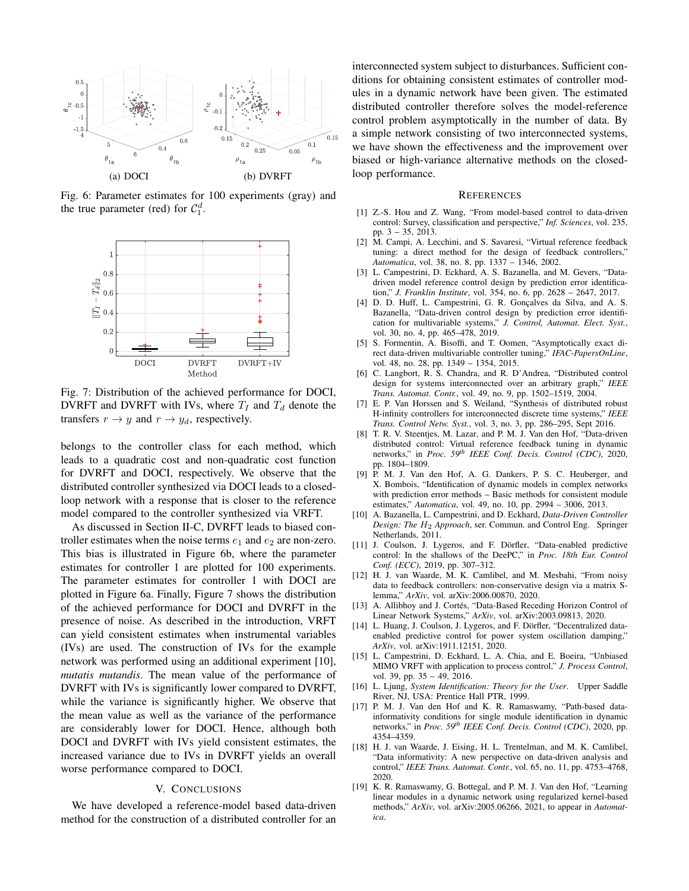0.5
0
-0.5
-1
-1.5
$\theta_{1c}$
4
5
6
$\theta_{1a}$
0.4
0.6
$\theta_{1b}$

(a) DOCI

0
-0.1
-0.2
$\rho_{1c}$
0.15
0.2
0.25
$\rho_{1a}$
0.05
0.1
0.15
$\rho_{1b}$

(b) DVRFT

Fig. 6: Parameter estimates for 100 experiments (gray) and the true parameter (red) for $\mathcal{C}_1^d$.

1
0.8
0.6
0.4
0.2
0
$\|T_I - T_d\|_2$
DOCI
DVRFT
DVRFT+IV
Method

Fig. 7: Distribution of the achieved performance for DOCI, DVRFT and DVRFT with IVs, where $T_I$ and $T_d$ denote the transfers $r \to y$ and $r \to y_d$, respectively.

belongs to the controller class for each method, which leads to a quadratic cost and non-quadratic cost function for DVRFT and DOCI, respectively. We observe that the distributed controller synthesized via DOCI leads to a closed-loop network with a response that is closer to the reference model compared to the controller synthesized via VRFT.

As discussed in Section II-C, DVRFT leads to biased controller estimates when the noise terms $e_1$ and $e_2$ are non-zero. This bias is illustrated in Figure 6b, where the parameter estimates for controller 1 are plotted for 100 experiments. The parameter estimates for controller 1 with DOCI are plotted in Figure 6a. Finally, Figure 7 shows the distribution of the achieved performance for DOCI and DVRFT in the presence of noise. As described in the introduction, VRFT can yield consistent estimates when instrumental variables (IVs) are used. The construction of IVs for the example network was performed using an additional experiment [10], *mutatis mutandis*. The mean value of the performance of DVRFT with IVs is significantly lower compared to DVRFT, while the variance is significantly higher. We observe that the mean value as well as the variance of the performance are considerably lower for DOCI. Hence, although both DOCI and DVRFT with IVs yield consistent estimates, the increased variance due to IVs in DVRFT yields an overall worse performance compared to DOCI.

## V. Conclusions

We have developed a reference-model based data-driven method for the construction of a distributed controller for an interconnected system subject to disturbances. Sufficient conditions for obtaining consistent estimates of controller modules in a dynamic network have been given. The estimated distributed controller therefore solves the model-reference control problem asymptotically in the number of data. By a simple network consisting of two interconnected systems, we have shown the effectiveness and the improvement over biased or high-variance alternative methods on the closed-loop performance.

## References

[1] Z.-S. Hou and Z. Wang, "From model-based control to data-driven control: Survey, classification and perspective," *Inf. Sciences*, vol. 235, pp. 3 – 35, 2013.

[2] M. Campi, A. Lecchini, and S. Savaresi, "Virtual reference feedback tuning: a direct method for the design of feedback controllers," *Automatica*, vol. 38, no. 8, pp. 1337 – 1346, 2002.

[3] L. Campestrini, D. Eckhard, A. S. Bazanella, and M. Gevers, "Data-driven model reference control design by prediction error identification," *J. Franklin Institute*, vol. 354, no. 6, pp. 2628 – 2647, 2017.

[4] D. D. Huff, L. Campestrini, G. R. Gonçalves da Silva, and A. S. Bazanella, "Data-driven control design by prediction error identification for multivariable systems," *J. Control, Automat. Elect. Syst.*, vol. 30, no. 4, pp. 465–478, 2019.

[5] S. Formentin, A. Bisoffi, and T. Oomen, "Asymptotically exact direct data-driven multivariable controller tuning," *IFAC-PapersOnLine*, vol. 48, no. 28, pp. 1349 – 1354, 2015.

[6] C. Langbort, R. S. Chandra, and R. D'Andrea, "Distributed control design for systems interconnected over an arbitrary graph," *IEEE Trans. Automat. Contr.*, vol. 49, no. 9, pp. 1502–1519, 2004.

[7] E. P. Van Horssen and S. Weiland, "Synthesis of distributed robust H-infinity controllers for interconnected discrete time systems," *IEEE Trans. Control Netw. Syst.*, vol. 3, no. 3, pp. 286–295, Sept 2016.

[8] T. R. V. Steentjes, M. Lazar, and P. M. J. Van den Hof, "Data-driven distributed control: Virtual reference feedback tuning in dynamic networks," in *Proc. 59th IEEE Conf. Decis. Control (CDC)*, 2020, pp. 1804–1809.

[9] P. M. J. Van den Hof, A. G. Dankers, P. S. C. Heuberger, and X. Bombois, "Identification of dynamic models in complex networks with prediction error methods – Basic methods for consistent module estimates," *Automatica*, vol. 49, no. 10, pp. 2994 – 3006, 2013.

[10] A. Bazanella, L. Campestrini, and D. Eckhard, *Data-Driven Controller Design: The $H_2$ Approach*, ser. Commun. and Control Eng. Springer Netherlands, 2011.

[11] J. Coulson, J. Lygeros, and F. Dörfler, "Data-enabled predictive control: In the shallows of the DeePC," in *Proc. 18th Eur. Control Conf. (ECC)*, 2019, pp. 307–312.

[12] H. J. van Waarde, M. K. Camlibel, and M. Mesbahi, "From noisy data to feedback controllers: non-conservative design via a matrix S-lemma," *ArXiv*, vol. arXiv:2006.00870, 2020.

[13] A. Allibhoy and J. Cortés, "Data-Based Receding Horizon Control of Linear Network Systems," *ArXiv*, vol. arXiv:2003.09813, 2020.

[14] L. Huang, J. Coulson, J. Lygeros, and F. Dörfler, "Decentralized data-enabled predictive control for power system oscillation damping," *ArXiv*, vol. arXiv:1911.12151, 2020.

[15] L. Campestrini, D. Eckhard, L. A. Chia, and E. Boeira, "Unbiased MIMO VRFT with application to process control," *J. Process Control*, vol. 39, pp. 35 – 49, 2016.

[16] L. Ljung, *System Identification: Theory for the User*. Upper Saddle River, NJ, USA: Prentice Hall PTR, 1999.

[17] P. M. J. Van den Hof and K. R. Ramaswamy, "Path-based data-informativity conditions for single module identification in dynamic networks," in *Proc. 59th IEEE Conf. Decis. Control (CDC)*, 2020, pp. 4354–4359.

[18] H. J. van Waarde, J. Eising, H. L. Trentelman, and M. K. Camlibel, "Data informativity: A new perspective on data-driven analysis and control," *IEEE Trans. Automat. Contr.*, vol. 65, no. 11, pp. 4753–4768, 2020.

[19] K. R. Ramaswamy, G. Bottegal, and P. M. J. Van den Hof, "Learning linear modules in a dynamic network using regularized kernel-based methods," *ArXiv*, vol. arXiv:2005.06266, 2021, to appear in *Automatica*.